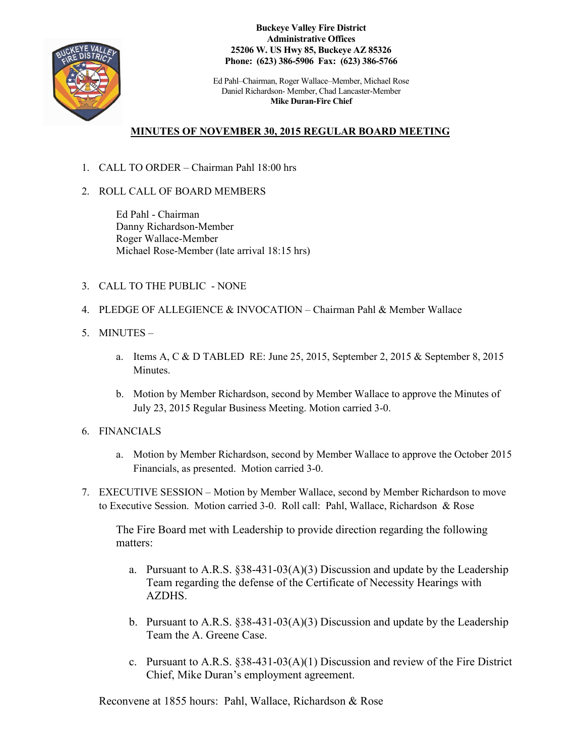**Buckeye Valley Fire District**
**Administrative Offices**
**25206 W. US Hwy 85, Buckeye AZ 85326**
**Phone: (623) 386-5906 Fax: (623) 386-5766**

Ed Pahl–Chairman, Roger Wallace–Member, Michael Rose
Daniel Richardson- Member, Chad Lancaster-Member
**Mike Duran-Fire Chief**

## MINUTES OF NOVEMBER 30, 2015 REGULAR BOARD MEETING

1. CALL TO ORDER – Chairman Pahl 18:00 hrs

2. ROLL CALL OF BOARD MEMBERS

   Ed Pahl - Chairman
   Danny Richardson-Member
   Roger Wallace-Member
   Michael Rose-Member (late arrival 18:15 hrs)

3. CALL TO THE PUBLIC - NONE

4. PLEDGE OF ALLEGIENCE & INVOCATION – Chairman Pahl & Member Wallace

5. MINUTES –

   a. Items A, C & D TABLED RE: June 25, 2015, September 2, 2015 & September 8, 2015 Minutes.

   b. Motion by Member Richardson, second by Member Wallace to approve the Minutes of July 23, 2015 Regular Business Meeting. Motion carried 3-0.

6. FINANCIALS

   a. Motion by Member Richardson, second by Member Wallace to approve the October 2015 Financials, as presented. Motion carried 3-0.

7. EXECUTIVE SESSION – Motion by Member Wallace, second by Member Richardson to move to Executive Session. Motion carried 3-0. Roll call: Pahl, Wallace, Richardson & Rose

   The Fire Board met with Leadership to provide direction regarding the following matters:

   a. Pursuant to A.R.S. §38-431-03(A)(3) Discussion and update by the Leadership Team regarding the defense of the Certificate of Necessity Hearings with AZDHS.

   b. Pursuant to A.R.S. §38-431-03(A)(3) Discussion and update by the Leadership Team the A. Greene Case.

   c. Pursuant to A.R.S. §38-431-03(A)(1) Discussion and review of the Fire District Chief, Mike Duran's employment agreement.

   Reconvene at 1855 hours: Pahl, Wallace, Richardson & Rose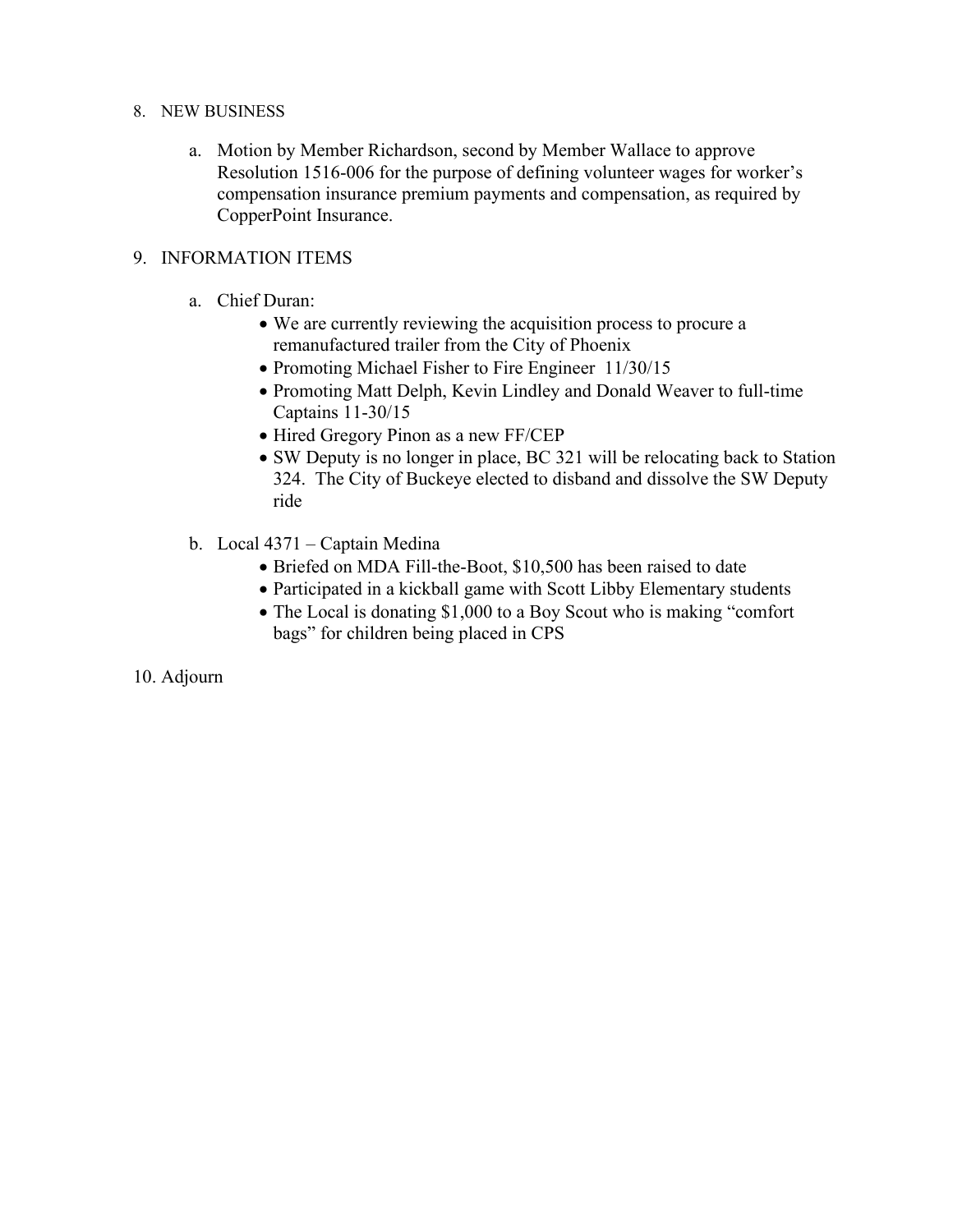8. NEW BUSINESS

   a. Motion by Member Richardson, second by Member Wallace to approve Resolution 1516-006 for the purpose of defining volunteer wages for worker's compensation insurance premium payments and compensation, as required by CopperPoint Insurance.

9. INFORMATION ITEMS

   a. Chief Duran:
      - We are currently reviewing the acquisition process to procure a remanufactured trailer from the City of Phoenix
      - Promoting Michael Fisher to Fire Engineer 11/30/15
      - Promoting Matt Delph, Kevin Lindley and Donald Weaver to full-time Captains 11-30/15
      - Hired Gregory Pinon as a new FF/CEP
      - SW Deputy is no longer in place, BC 321 will be relocating back to Station 324. The City of Buckeye elected to disband and dissolve the SW Deputy ride

   b. Local 4371 – Captain Medina
      - Briefed on MDA Fill-the-Boot, $10,500 has been raised to date
      - Participated in a kickball game with Scott Libby Elementary students
      - The Local is donating $1,000 to a Boy Scout who is making "comfort bags" for children being placed in CPS

10. Adjourn